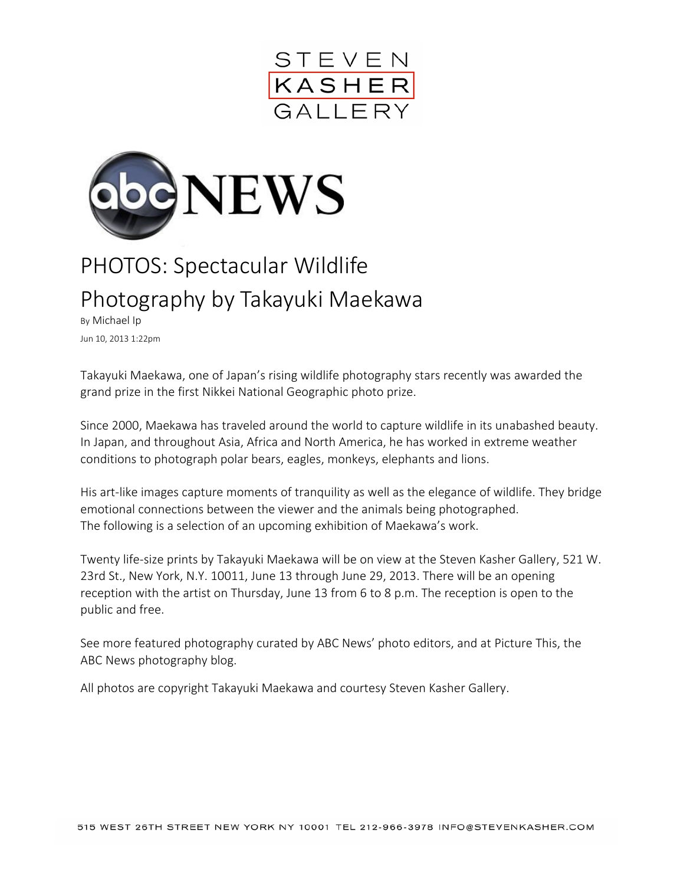STEVEN KASHER GALLERY

abc NEWS

# PHOTOS: Spectacular Wildlife Photography by Takayuki Maekawa

By Michael Ip

Jun 10, 2013 1:22pm

Takayuki Maekawa, one of Japan's rising wildlife photography stars recently was awarded the grand prize in the first Nikkei National Geographic photo prize.

Since 2000, Maekawa has traveled around the world to capture wildlife in its unabashed beauty. In Japan, and throughout Asia, Africa and North America, he has worked in extreme weather conditions to photograph polar bears, eagles, monkeys, elephants and lions.

His art-like images capture moments of tranquility as well as the elegance of wildlife. They bridge emotional connections between the viewer and the animals being photographed.
The following is a selection of an upcoming exhibition of Maekawa's work.

Twenty life-size prints by Takayuki Maekawa will be on view at the Steven Kasher Gallery, 521 W. 23rd St., New York, N.Y. 10011, June 13 through June 29, 2013. There will be an opening reception with the artist on Thursday, June 13 from 6 to 8 p.m. The reception is open to the public and free.

See more featured photography curated by ABC News' photo editors, and at Picture This, the ABC News photography blog.

All photos are copyright Takayuki Maekawa and courtesy Steven Kasher Gallery.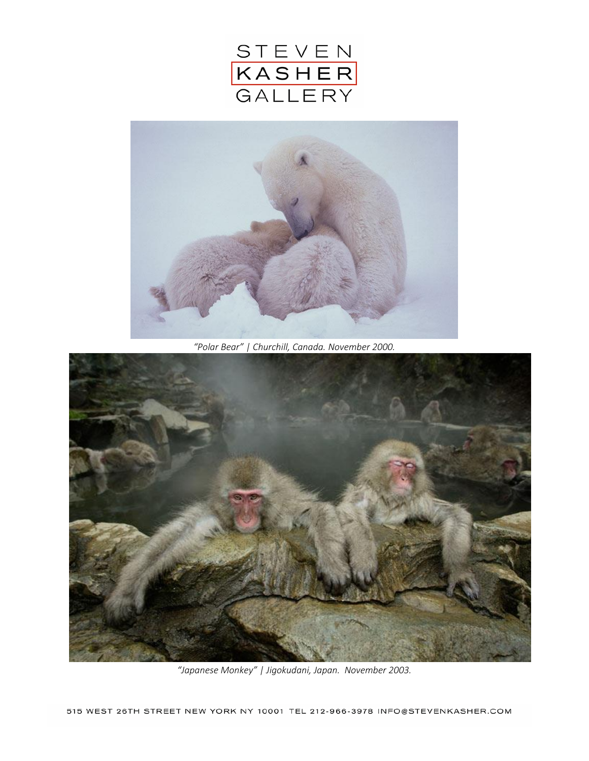STEVEN
KASHER
GALLERY

*"Polar Bear" | Churchill, Canada. November 2000.*

*"Japanese Monkey" | Jigokudani, Japan. November 2003.*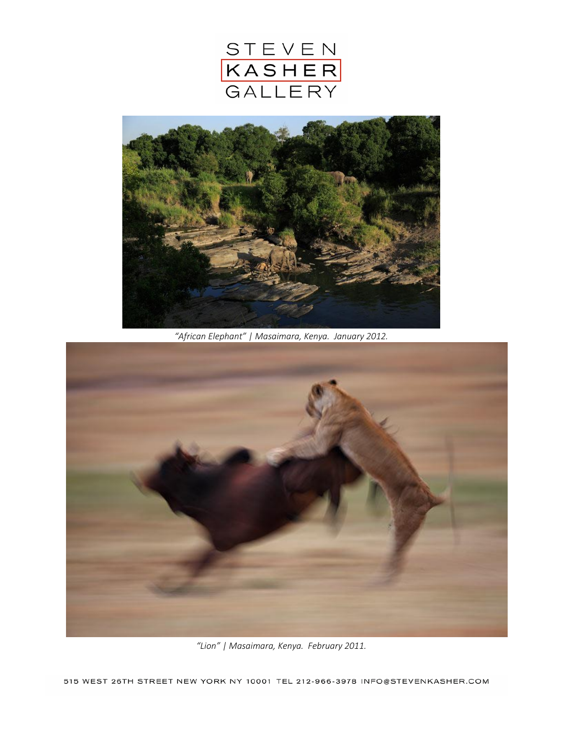STEVEN KASHER GALLERY

*"African Elephant" | Masaimara, Kenya. January 2012.*

*"Lion" | Masaimara, Kenya. February 2011.*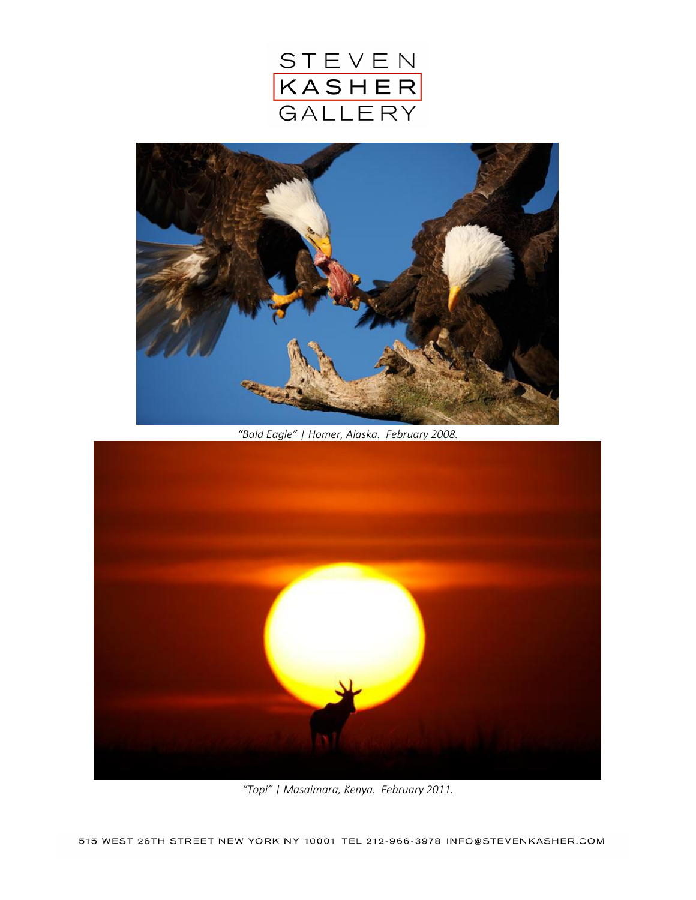STEVEN
KASHER
GALLERY

*"Bald Eagle" | Homer, Alaska. February 2008.*

*"Topi" | Masaimara, Kenya. February 2011.*

515 WEST 26TH STREET NEW YORK NY 10001 TEL 212-966-3978 INFO@STEVENKASHER.COM